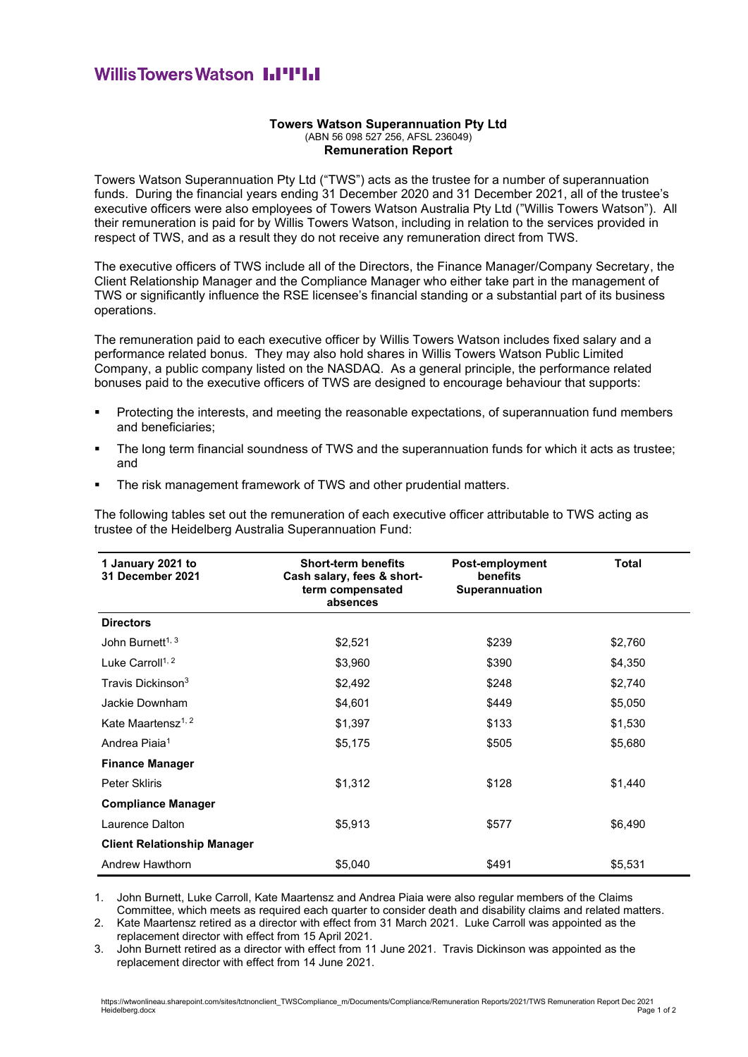Willis Towers Watson

**Towers Watson Superannuation Pty Ltd**
(ABN 56 098 527 256, AFSL 236049)
**Remuneration Report**

Towers Watson Superannuation Pty Ltd ("TWS") acts as the trustee for a number of superannuation funds. During the financial years ending 31 December 2020 and 31 December 2021, all of the trustee's executive officers were also employees of Towers Watson Australia Pty Ltd ("Willis Towers Watson"). All their remuneration is paid for by Willis Towers Watson, including in relation to the services provided in respect of TWS, and as a result they do not receive any remuneration direct from TWS.

The executive officers of TWS include all of the Directors, the Finance Manager/Company Secretary, the Client Relationship Manager and the Compliance Manager who either take part in the management of TWS or significantly influence the RSE licensee's financial standing or a substantial part of its business operations.

The remuneration paid to each executive officer by Willis Towers Watson includes fixed salary and a performance related bonus. They may also hold shares in Willis Towers Watson Public Limited Company, a public company listed on the NASDAQ. As a general principle, the performance related bonuses paid to the executive officers of TWS are designed to encourage behaviour that supports:

- Protecting the interests, and meeting the reasonable expectations, of superannuation fund members and beneficiaries;
- The long term financial soundness of TWS and the superannuation funds for which it acts as trustee; and
- The risk management framework of TWS and other prudential matters.

The following tables set out the remuneration of each executive officer attributable to TWS acting as trustee of the Heidelberg Australia Superannuation Fund:

| 1 January 2021 to 31 December 2021 | Short-term benefits Cash salary, fees & short-term compensated absences | Post-employment benefits Superannuation | Total |
|---|---|---|---|
| **Directors** | | | |
| John Burnett[1, 3] | $2,521 | $239 | $2,760 |
| Luke Carroll[1, 2] | $3,960 | $390 | $4,350 |
| Travis Dickinson[3] | $2,492 | $248 | $2,740 |
| Jackie Downham | $4,601 | $449 | $5,050 |
| Kate Maartensz[1, 2] | $1,397 | $133 | $1,530 |
| Andrea Piaia[1] | $5,175 | $505 | $5,680 |
| **Finance Manager** | | | |
| Peter Skliris | $1,312 | $128 | $1,440 |
| **Compliance Manager** | | | |
| Laurence Dalton | $5,913 | $577 | $6,490 |
| **Client Relationship Manager** | | | |
| Andrew Hawthorn | $5,040 | $491 | $5,531 |

1. John Burnett, Luke Carroll, Kate Maartensz and Andrea Piaia were also regular members of the Claims Committee, which meets as required each quarter to consider death and disability claims and related matters.
2. Kate Maartensz retired as a director with effect from 31 March 2021. Luke Carroll was appointed as the replacement director with effect from 15 April 2021.
3. John Burnett retired as a director with effect from 11 June 2021. Travis Dickinson was appointed as the replacement director with effect from 14 June 2021.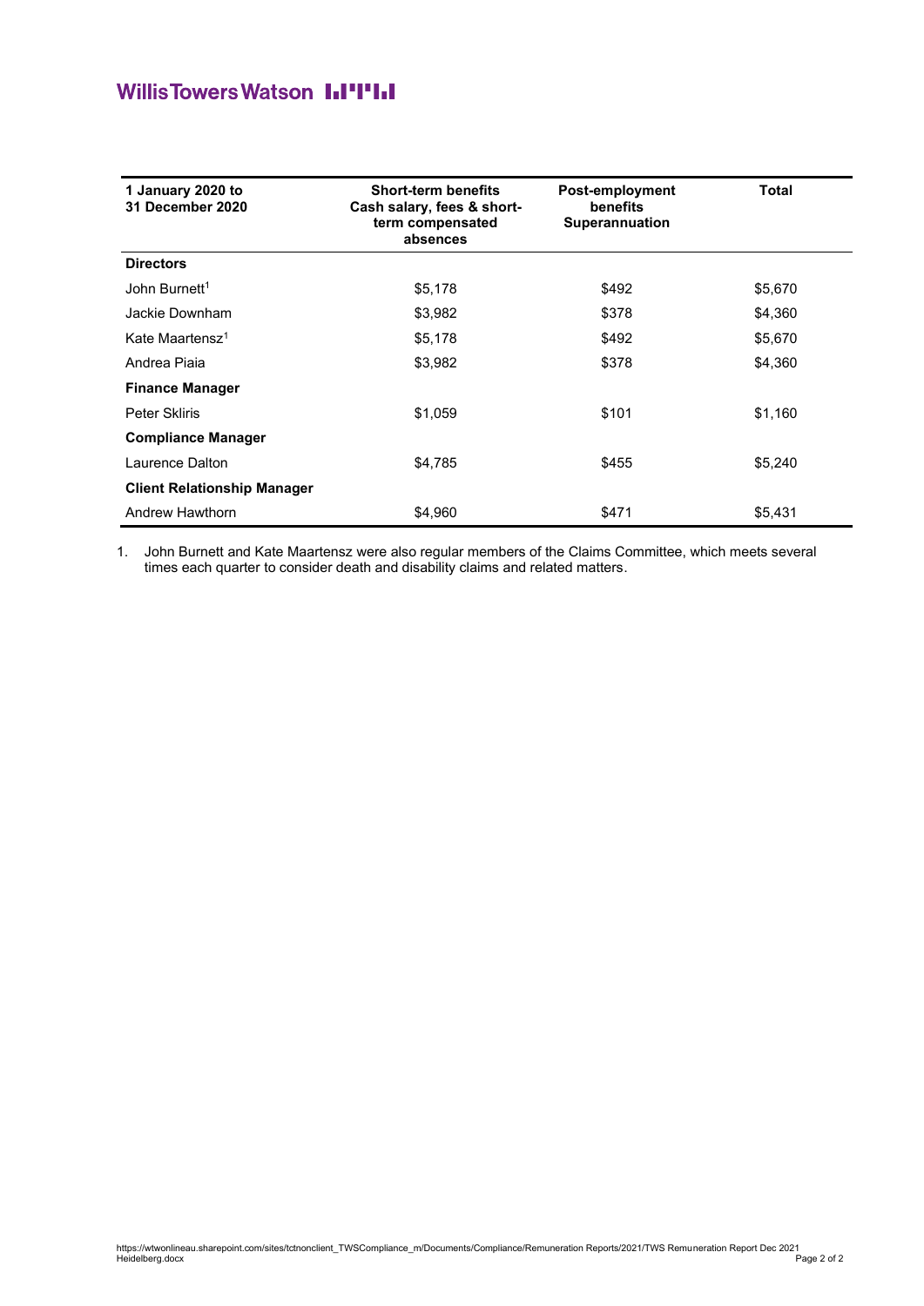| 1 January 2020 to 31 December 2020 | Short-term benefits Cash salary, fees & short-term compensated absences | Post-employment benefits Superannuation | Total |
|---|---|---|---|
| **Directors** | | | |
| John Burnett[1] | $5,178 | $492 | $5,670 |
| Jackie Downham | $3,982 | $378 | $4,360 |
| Kate Maartensz[1] | $5,178 | $492 | $5,670 |
| Andrea Piaia | $3,982 | $378 | $4,360 |
| **Finance Manager** | | | |
| Peter Skliris | $1,059 | $101 | $1,160 |
| **Compliance Manager** | | | |
| Laurence Dalton | $4,785 | $455 | $5,240 |
| **Client Relationship Manager** | | | |
| Andrew Hawthorn | $4,960 | $471 | $5,431 |

1. John Burnett and Kate Maartensz were also regular members of the Claims Committee, which meets several times each quarter to consider death and disability claims and related matters.